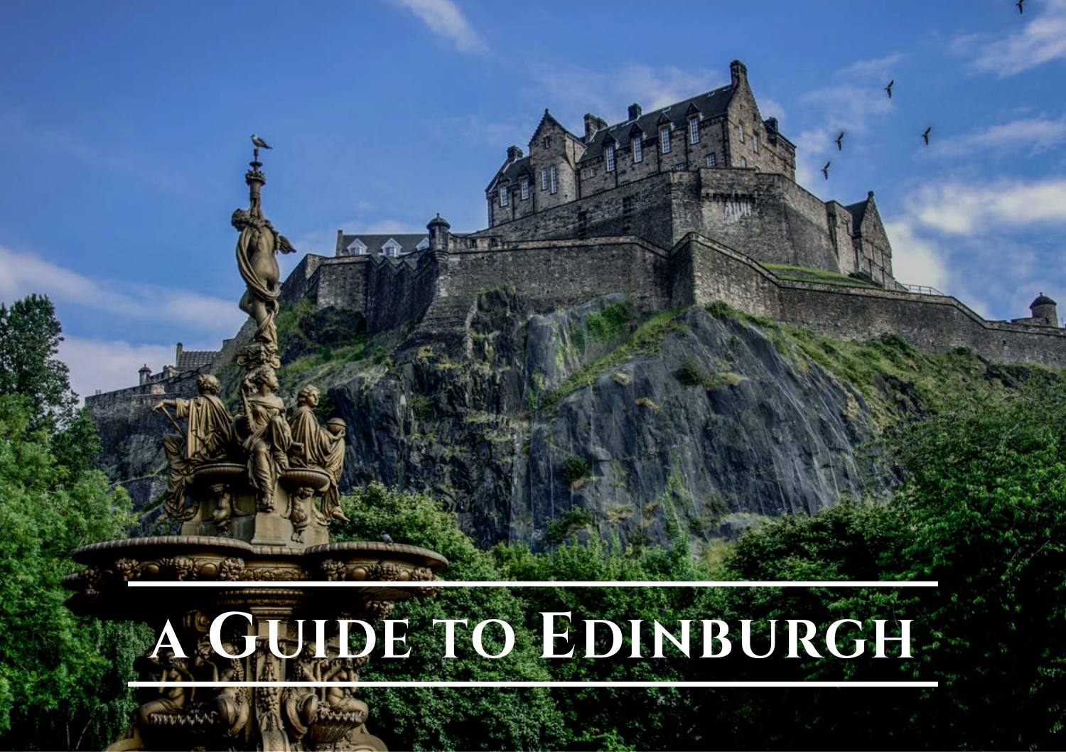# A Guide to Edinburgh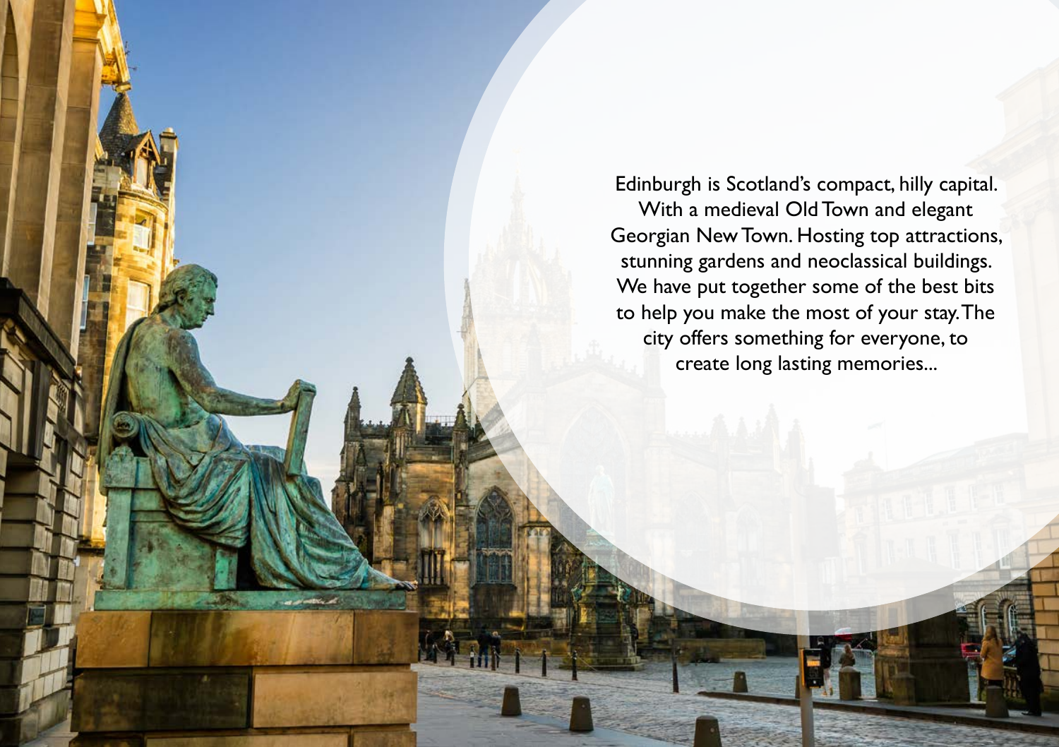Edinburgh is Scotland's compact, hilly capital. With a medieval Old Town and elegant Georgian New Town. Hosting top attractions, stunning gardens and neoclassical buildings. We have put together some of the best bits to help you make the most of your stay. The city offers something for everyone, to create long lasting memories...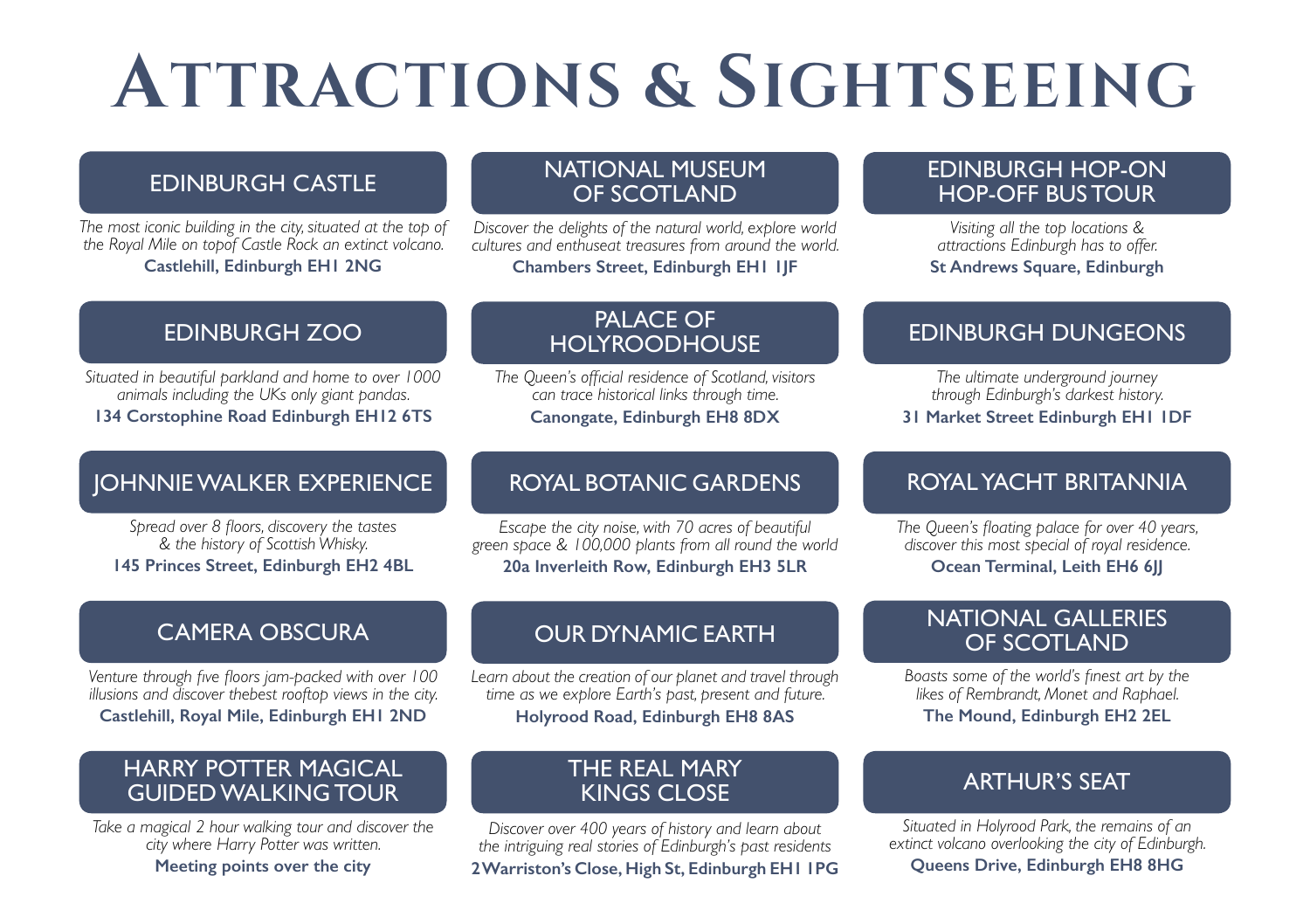# Attractions & Sightseeing

## EDINBURGH CASTLE

*The most iconic building in the city, situated at the top of the Royal Mile on topof Castle Rock an extinct volcano.*

**Castlehill, Edinburgh EH1 2NG**

## EDINBURGH ZOO

*Situated in beautiful parkland and home to over 1000 animals including the UKs only giant pandas.*

**134 Corstophine Road Edinburgh EH12 6TS**

## JOHNNIE WALKER EXPERIENCE

*Spread over 8 floors, discovery the tastes & the history of Scottish Whisky.*

**145 Princes Street, Edinburgh EH2 4BL**

## CAMERA OBSCURA

*Venture through five floors jam-packed with over 100 illusions and discover thebest rooftop views in the city.*

**Castlehill, Royal Mile, Edinburgh EH1 2ND**

## HARRY POTTER MAGICAL GUIDED WALKING TOUR

*Take a magical 2 hour walking tour and discover the city where Harry Potter was written.*

**Meeting points over the city**

## NATIONAL MUSEUM OF SCOTLAND

*Discover the delights of the natural world, explore world cultures and enthuseat treasures from around the world.*

**Chambers Street, Edinburgh EH1 1JF**

## PALACE OF HOLYROODHOUSE

*The Queen's official residence of Scotland, visitors can trace historical links through time.*

**Canongate, Edinburgh EH8 8DX**

## ROYAL BOTANIC GARDENS

*Escape the city noise, with 70 acres of beautiful green space & 100,000 plants from all round the world*

**20a Inverleith Row, Edinburgh EH3 5LR**

## OUR DYNAMIC EARTH

*Learn about the creation of our planet and travel through time as we explore Earth's past, present and future.*

**Holyrood Road, Edinburgh EH8 8AS**

## THE REAL MARY KINGS CLOSE

*Discover over 400 years of history and learn about the intriguing real stories of Edinburgh's past residents*

**2 Warriston's Close, High St, Edinburgh EH1 1PG**

## EDINBURGH HOP-ON HOP-OFF BUS TOUR

*Visiting all the top locations & attractions Edinburgh has to offer.*

**St Andrews Square, Edinburgh**

## EDINBURGH DUNGEONS

*The ultimate underground journey through Edinburgh's darkest history.*

**31 Market Street Edinburgh EH1 1DF**

## ROYAL YACHT BRITANNIA

*The Queen's floating palace for over 40 years, discover this most special of royal residence.*

**Ocean Terminal, Leith EH6 6JJ**

## NATIONAL GALLERIES OF SCOTLAND

*Boasts some of the world's finest art by the likes of Rembrandt, Monet and Raphael.*

**The Mound, Edinburgh EH2 2EL**

## ARTHUR'S SEAT

*Situated in Holyrood Park, the remains of an extinct volcano overlooking the city of Edinburgh.*

**Queens Drive, Edinburgh EH8 8HG**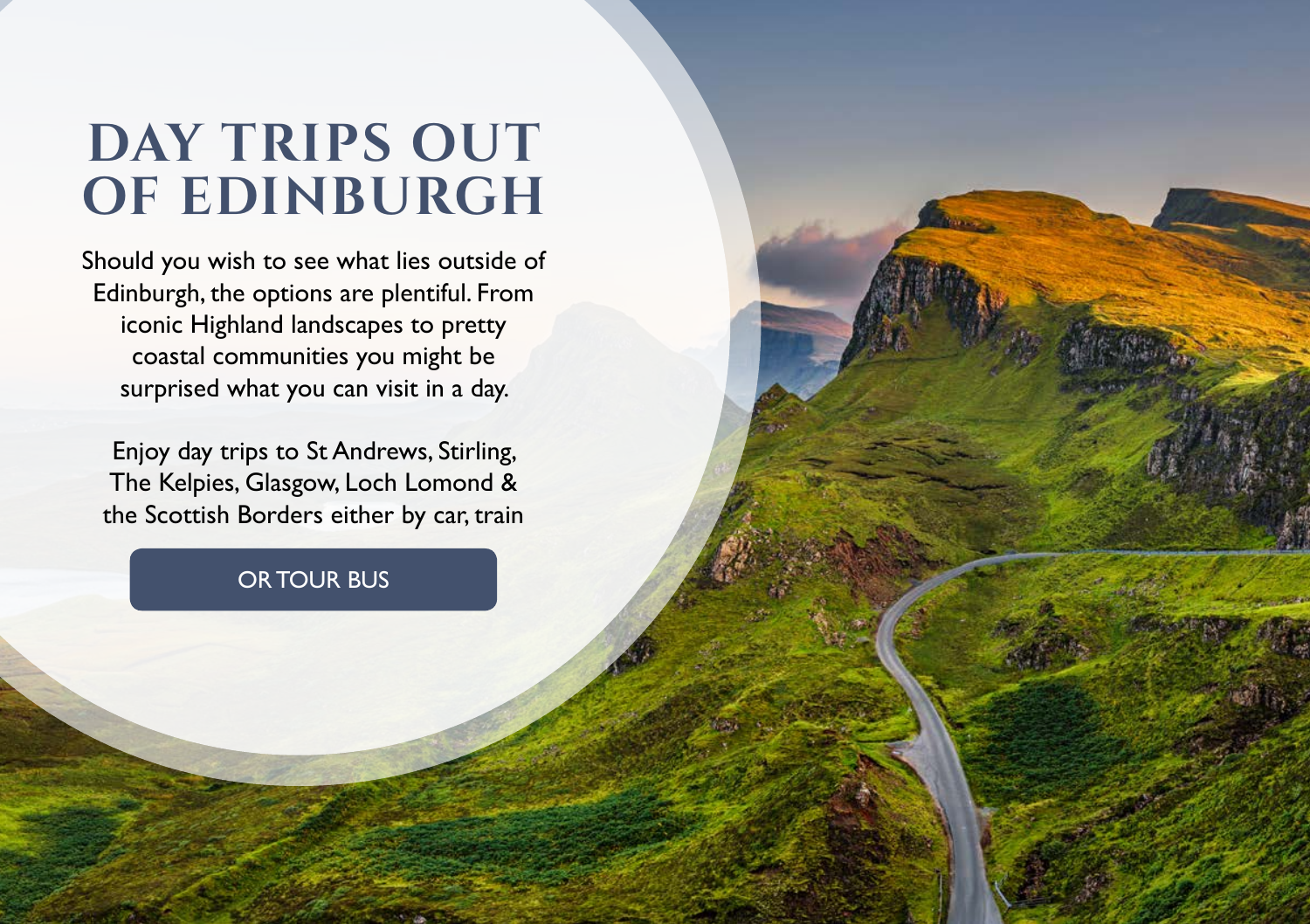# DAY TRIPS OUT OF EDINBURGH

Should you wish to see what lies outside of Edinburgh, the options are plentiful. From iconic Highland landscapes to pretty coastal communities you might be surprised what you can visit in a day.

Enjoy day trips to St Andrews, Stirling, The Kelpies, Glasgow, Loch Lomond & the Scottish Borders either by car, train

OR TOUR BUS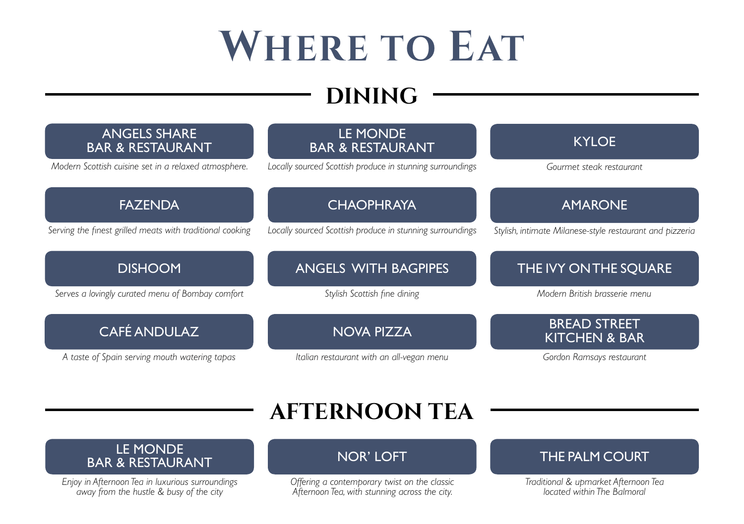# Where to Eat

## DINING

### ANGELS SHARE BAR & RESTAURANT

*Modern Scottish cuisine set in a relaxed atmosphere.*

### LE MONDE BAR & RESTAURANT

*Locally sourced Scottish produce in stunning surroundings*

### KYLOE

*Gourmet steak restaurant*

### FAZENDA

*Serving the finest grilled meats with traditional cooking*

### CHAOPHRAYA

*Locally sourced Scottish produce in stunning surroundings*

### AMARONE

*Stylish, intimate Milanese-style restaurant and pizzeria*

### DISHOOM

*Serves a lovingly curated menu of Bombay comfort*

### ANGELS WITH BAGPIPES

*Stylish Scottish fine dining*

### THE IVY ON THE SQUARE

*Modern British brasserie menu*

### CAFÉ ANDULAZ

*A taste of Spain serving mouth watering tapas*

### NOVA PIZZA

*Italian restaurant with an all-vegan menu*

### BREAD STREET KITCHEN & BAR

*Gordon Ramsays restaurant*

## AFTERNOON TEA

### LE MONDE BAR & RESTAURANT

*Enjoy in Afternoon Tea in luxurious surroundings away from the hustle & busy of the city*

### NOR' LOFT

*Offering a contemporary twist on the classic Afternoon Tea, with stunning across the city.*

### THE PALM COURT

*Traditional & upmarket Afternoon Tea located within The Balmoral*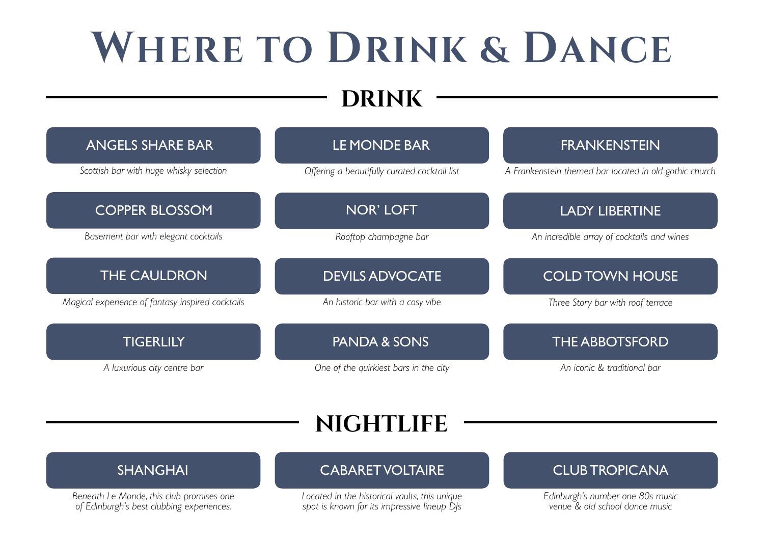# Where to Drink & Dance

## DRINK

### ANGELS SHARE BAR

*Scottish bar with huge whisky selection*

### LE MONDE BAR

*Offering a beautifully curated cocktail list*

### FRANKENSTEIN

*A Frankenstein themed bar located in old gothic church*

### COPPER BLOSSOM

*Basement bar with elegant cocktails*

### NOR' LOFT

*Rooftop champagne bar*

### LADY LIBERTINE

*An incredible array of cocktails and wines*

### THE CAULDRON

*Magical experience of fantasy inspired cocktails*

### DEVILS ADVOCATE

*An historic bar with a cosy vibe*

### COLD TOWN HOUSE

*Three Story bar with roof terrace*

### TIGERLILY

*A luxurious city centre bar*

### PANDA & SONS

*One of the quirkiest bars in the city*

### THE ABBOTSFORD

*An iconic & traditional bar*

## NIGHTLIFE

### SHANGHAI

*Beneath Le Monde, this club promises one of Edinburgh's best clubbing experiences.*

### CABARET VOLTAIRE

*Located in the historical vaults, this unique spot is known for its impressive lineup DJs*

### CLUB TROPICANA

*Edinburgh's number one 80s music venue & old school dance music*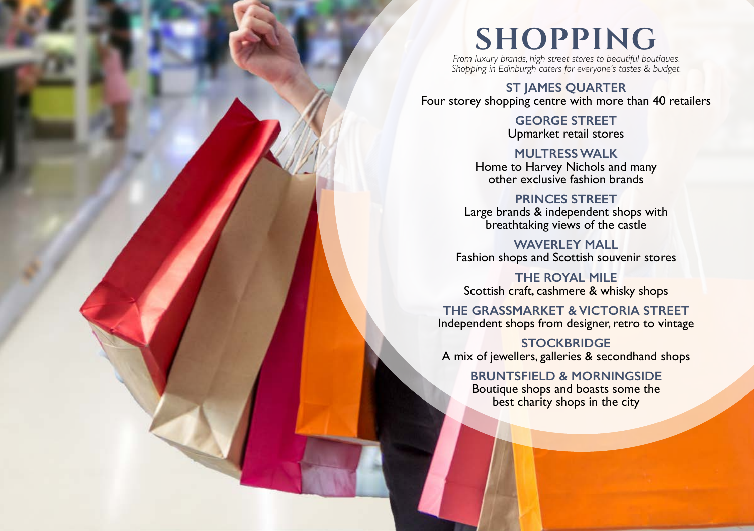# SHOPPING

*From luxury brands, high street stores to beautiful boutiques.*
*Shopping in Edinburgh caters for everyone's tastes & budget.*

## ST JAMES QUARTER
Four storey shopping centre with more than 40 retailers

## GEORGE STREET
Upmarket retail stores

## MULTRESS WALK
Home to Harvey Nichols and many other exclusive fashion brands

## PRINCES STREET
Large brands & independent shops with breathtaking views of the castle

## WAVERLEY MALL
Fashion shops and Scottish souvenir stores

## THE ROYAL MILE
Scottish craft, cashmere & whisky shops

## THE GRASSMARKET & VICTORIA STREET
Independent shops from designer, retro to vintage

## STOCKBRIDGE
A mix of jewellers, galleries & secondhand shops

## BRUNTSFIELD & MORNINGSIDE
Boutique shops and boasts some the best charity shops in the city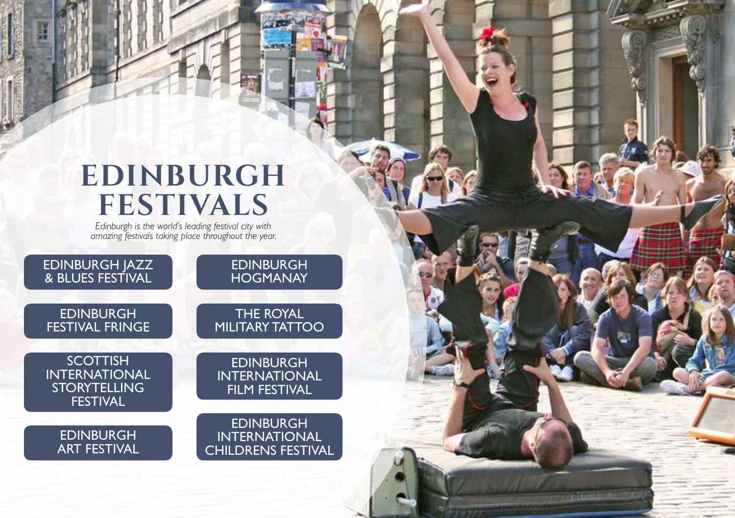# EDINBURGH FESTIVALS

*Edinburgh is the world's leading festival city with amazing festivals taking place throughout the year.*

- EDINBURGH JAZZ & BLUES FESTIVAL
- EDINBURGH HOGMANAY
- EDINBURGH FESTIVAL FRINGE
- THE ROYAL MILITARY TATTOO
- SCOTTISH INTERNATIONAL STORYTELLING FESTIVAL
- EDINBURGH INTERNATIONAL FILM FESTIVAL
- EDINBURGH ART FESTIVAL
- EDINBURGH INTERNATIONAL CHILDRENS FESTIVAL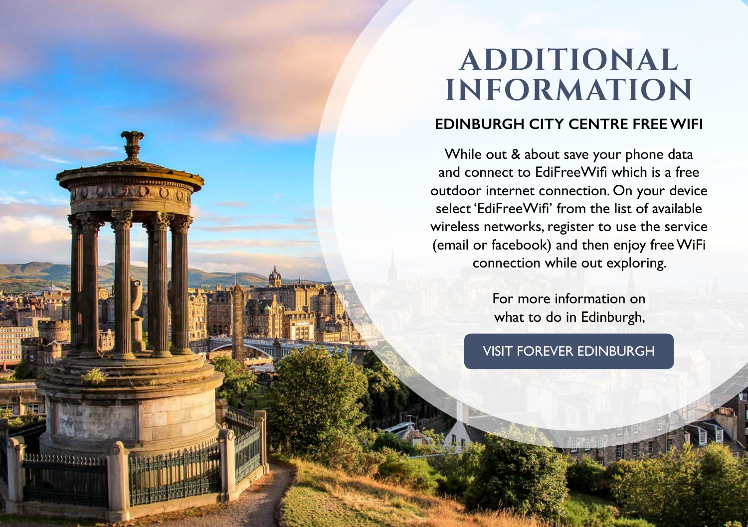# ADDITIONAL INFORMATION

## EDINBURGH CITY CENTRE FREE WIFI

While out & about save your phone data and connect to EdiFreeWifi which is a free outdoor internet connection. On your device select 'EdiFreeWifi' from the list of available wireless networks, register to use the service (email or facebook) and then enjoy free WiFi connection while out exploring.

For more information on what to do in Edinburgh,

VISIT FOREVER EDINBURGH